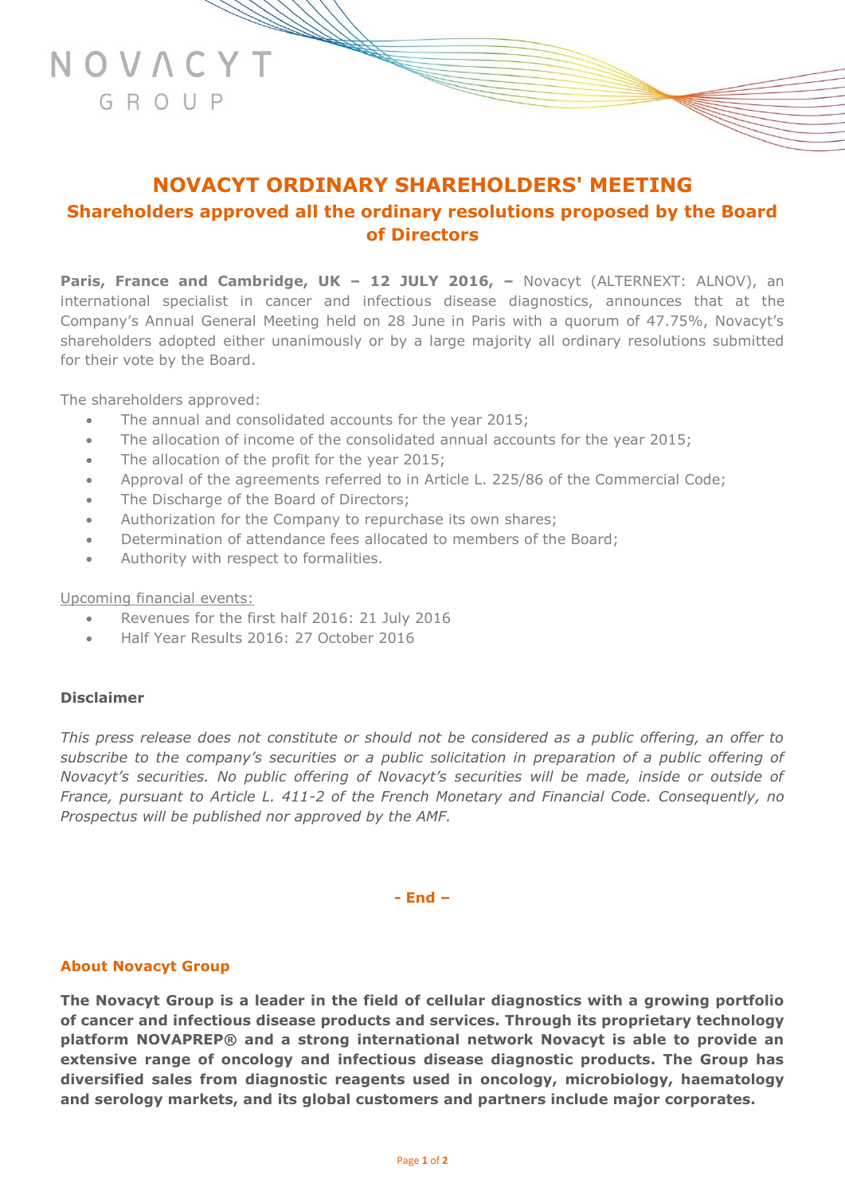NOVACYT
GROUP

# NOVACYT ORDINARY SHAREHOLDERS' MEETING

## Shareholders approved all the ordinary resolutions proposed by the Board of Directors

**Paris, France and Cambridge, UK – 12 JULY 2016, –** Novacyt (ALTERNEXT: ALNOV), an international specialist in cancer and infectious disease diagnostics, announces that at the Company's Annual General Meeting held on 28 June in Paris with a quorum of 47.75%, Novacyt's shareholders adopted either unanimously or by a large majority all ordinary resolutions submitted for their vote by the Board.

The shareholders approved:

- The annual and consolidated accounts for the year 2015;
- The allocation of income of the consolidated annual accounts for the year 2015;
- The allocation of the profit for the year 2015;
- Approval of the agreements referred to in Article L. 225/86 of the Commercial Code;
- The Discharge of the Board of Directors;
- Authorization for the Company to repurchase its own shares;
- Determination of attendance fees allocated to members of the Board;
- Authority with respect to formalities.

Upcoming financial events:

- Revenues for the first half 2016: 21 July 2016
- Half Year Results 2016: 27 October 2016

**Disclaimer**

*This press release does not constitute or should not be considered as a public offering, an offer to subscribe to the company's securities or a public solicitation in preparation of a public offering of Novacyt's securities. No public offering of Novacyt's securities will be made, inside or outside of France, pursuant to Article L. 411-2 of the French Monetary and Financial Code. Consequently, no Prospectus will be published nor approved by the AMF.*

**- End –**

### About Novacyt Group

**The Novacyt Group is a leader in the field of cellular diagnostics with a growing portfolio of cancer and infectious disease products and services. Through its proprietary technology platform NOVAPREP® and a strong international network Novacyt is able to provide an extensive range of oncology and infectious disease diagnostic products. The Group has diversified sales from diagnostic reagents used in oncology, microbiology, haematology and serology markets, and its global customers and partners include major corporates.**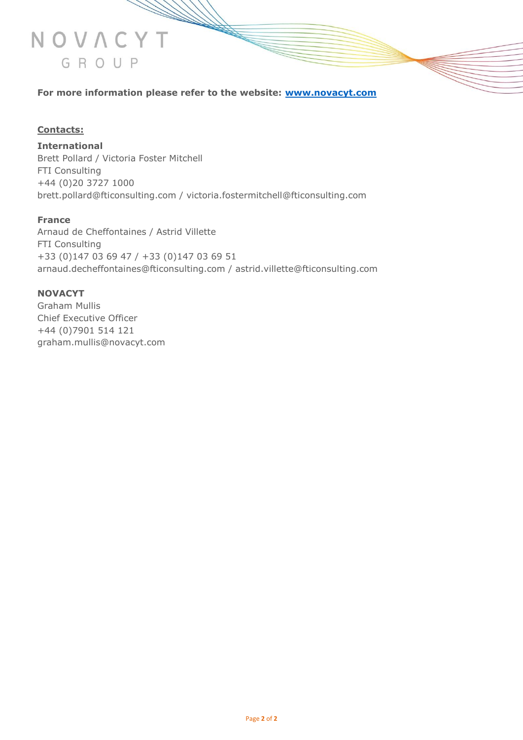**For more information please refer to the website: [www.novacyt.com](http://www.novacyt.com)**

**Contacts:**

**International**
Brett Pollard / Victoria Foster Mitchell
FTI Consulting
+44 (0)20 3727 1000
brett.pollard@fticonsulting.com / victoria.fostermitchell@fticonsulting.com

**France**
Arnaud de Cheffontaines / Astrid Villette
FTI Consulting
+33 (0)147 03 69 47 / +33 (0)147 03 69 51
arnaud.decheffontaines@fticonsulting.com / astrid.villette@fticonsulting.com

**NOVACYT**
Graham Mullis
Chief Executive Officer
+44 (0)7901 514 121
graham.mullis@novacyt.com